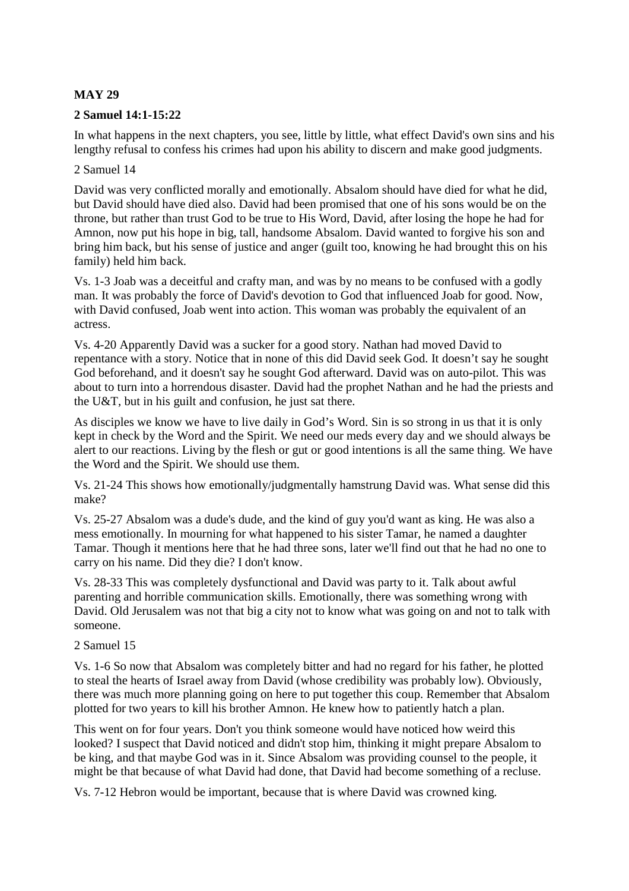**MAY 29**

**2 Samuel 14:1-15:22**

In what happens in the next chapters, you see, little by little, what effect David's own sins and his lengthy refusal to confess his crimes had upon his ability to discern and make good judgments.

2 Samuel 14

David was very conflicted morally and emotionally. Absalom should have died for what he did, but David should have died also. David had been promised that one of his sons would be on the throne, but rather than trust God to be true to His Word, David, after losing the hope he had for Amnon, now put his hope in big, tall, handsome Absalom. David wanted to forgive his son and bring him back, but his sense of justice and anger (guilt too, knowing he had brought this on his family) held him back.

Vs. 1-3 Joab was a deceitful and crafty man, and was by no means to be confused with a godly man. It was probably the force of David's devotion to God that influenced Joab for good. Now, with David confused, Joab went into action. This woman was probably the equivalent of an actress.

Vs. 4-20 Apparently David was a sucker for a good story. Nathan had moved David to repentance with a story. Notice that in none of this did David seek God. It doesn't say he sought God beforehand, and it doesn't say he sought God afterward. David was on auto-pilot. This was about to turn into a horrendous disaster. David had the prophet Nathan and he had the priests and the U&T, but in his guilt and confusion, he just sat there.

As disciples we know we have to live daily in God's Word. Sin is so strong in us that it is only kept in check by the Word and the Spirit. We need our meds every day and we should always be alert to our reactions. Living by the flesh or gut or good intentions is all the same thing. We have the Word and the Spirit. We should use them.

Vs. 21-24 This shows how emotionally/judgmentally hamstrung David was. What sense did this make?

Vs. 25-27 Absalom was a dude's dude, and the kind of guy you'd want as king. He was also a mess emotionally. In mourning for what happened to his sister Tamar, he named a daughter Tamar. Though it mentions here that he had three sons, later we'll find out that he had no one to carry on his name. Did they die? I don't know.

Vs. 28-33 This was completely dysfunctional and David was party to it. Talk about awful parenting and horrible communication skills. Emotionally, there was something wrong with David. Old Jerusalem was not that big a city not to know what was going on and not to talk with someone.

2 Samuel 15

Vs. 1-6 So now that Absalom was completely bitter and had no regard for his father, he plotted to steal the hearts of Israel away from David (whose credibility was probably low). Obviously, there was much more planning going on here to put together this coup. Remember that Absalom plotted for two years to kill his brother Amnon. He knew how to patiently hatch a plan.

This went on for four years. Don't you think someone would have noticed how weird this looked? I suspect that David noticed and didn't stop him, thinking it might prepare Absalom to be king, and that maybe God was in it. Since Absalom was providing counsel to the people, it might be that because of what David had done, that David had become something of a recluse.

Vs. 7-12 Hebron would be important, because that is where David was crowned king.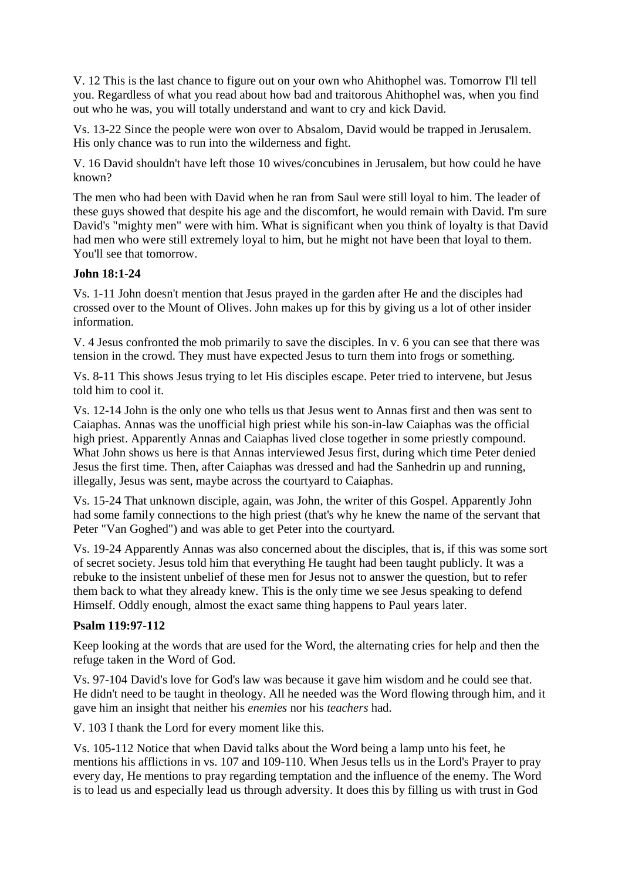V. 12 This is the last chance to figure out on your own who Ahithophel was. Tomorrow I'll tell you. Regardless of what you read about how bad and traitorous Ahithophel was, when you find out who he was, you will totally understand and want to cry and kick David.

Vs. 13-22 Since the people were won over to Absalom, David would be trapped in Jerusalem. His only chance was to run into the wilderness and fight.

V. 16 David shouldn't have left those 10 wives/concubines in Jerusalem, but how could he have known?

The men who had been with David when he ran from Saul were still loyal to him. The leader of these guys showed that despite his age and the discomfort, he would remain with David. I'm sure David's "mighty men" were with him. What is significant when you think of loyalty is that David had men who were still extremely loyal to him, but he might not have been that loyal to them. You'll see that tomorrow.

**John 18:1-24**

Vs. 1-11 John doesn't mention that Jesus prayed in the garden after He and the disciples had crossed over to the Mount of Olives. John makes up for this by giving us a lot of other insider information.

V. 4 Jesus confronted the mob primarily to save the disciples. In v. 6 you can see that there was tension in the crowd. They must have expected Jesus to turn them into frogs or something.

Vs. 8-11 This shows Jesus trying to let His disciples escape. Peter tried to intervene, but Jesus told him to cool it.

Vs. 12-14 John is the only one who tells us that Jesus went to Annas first and then was sent to Caiaphas. Annas was the unofficial high priest while his son-in-law Caiaphas was the official high priest. Apparently Annas and Caiaphas lived close together in some priestly compound. What John shows us here is that Annas interviewed Jesus first, during which time Peter denied Jesus the first time. Then, after Caiaphas was dressed and had the Sanhedrin up and running, illegally, Jesus was sent, maybe across the courtyard to Caiaphas.

Vs. 15-24 That unknown disciple, again, was John, the writer of this Gospel. Apparently John had some family connections to the high priest (that's why he knew the name of the servant that Peter "Van Goghed") and was able to get Peter into the courtyard.

Vs. 19-24 Apparently Annas was also concerned about the disciples, that is, if this was some sort of secret society. Jesus told him that everything He taught had been taught publicly. It was a rebuke to the insistent unbelief of these men for Jesus not to answer the question, but to refer them back to what they already knew. This is the only time we see Jesus speaking to defend Himself. Oddly enough, almost the exact same thing happens to Paul years later.

**Psalm 119:97-112**

Keep looking at the words that are used for the Word, the alternating cries for help and then the refuge taken in the Word of God.

Vs. 97-104 David's love for God's law was because it gave him wisdom and he could see that. He didn't need to be taught in theology. All he needed was the Word flowing through him, and it gave him an insight that neither his *enemies* nor his *teachers* had.

V. 103 I thank the Lord for every moment like this.

Vs. 105-112 Notice that when David talks about the Word being a lamp unto his feet, he mentions his afflictions in vs. 107 and 109-110. When Jesus tells us in the Lord's Prayer to pray every day, He mentions to pray regarding temptation and the influence of the enemy. The Word is to lead us and especially lead us through adversity. It does this by filling us with trust in God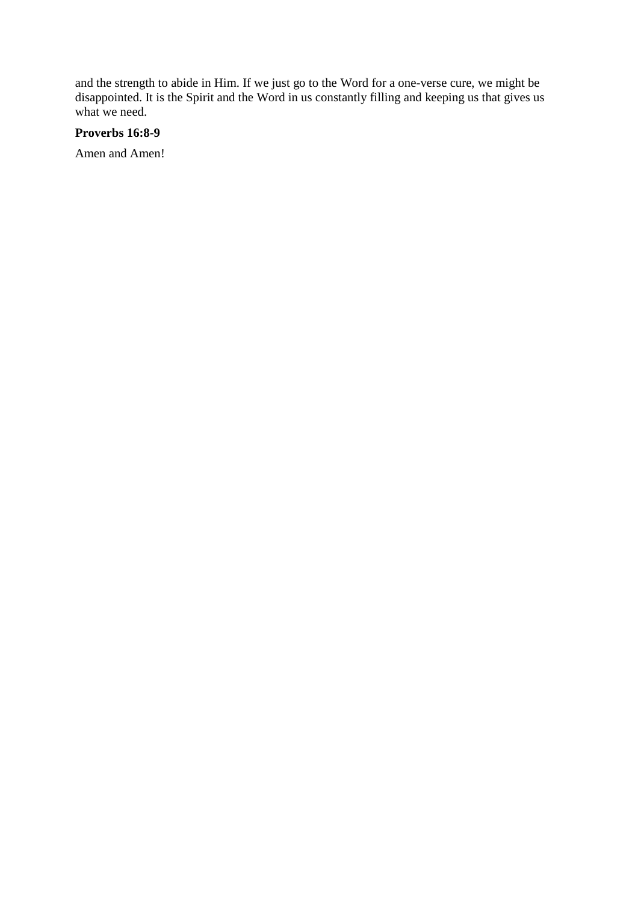and the strength to abide in Him. If we just go to the Word for a one-verse cure, we might be disappointed. It is the Spirit and the Word in us constantly filling and keeping us that gives us what we need.

**Proverbs 16:8-9**

Amen and Amen!